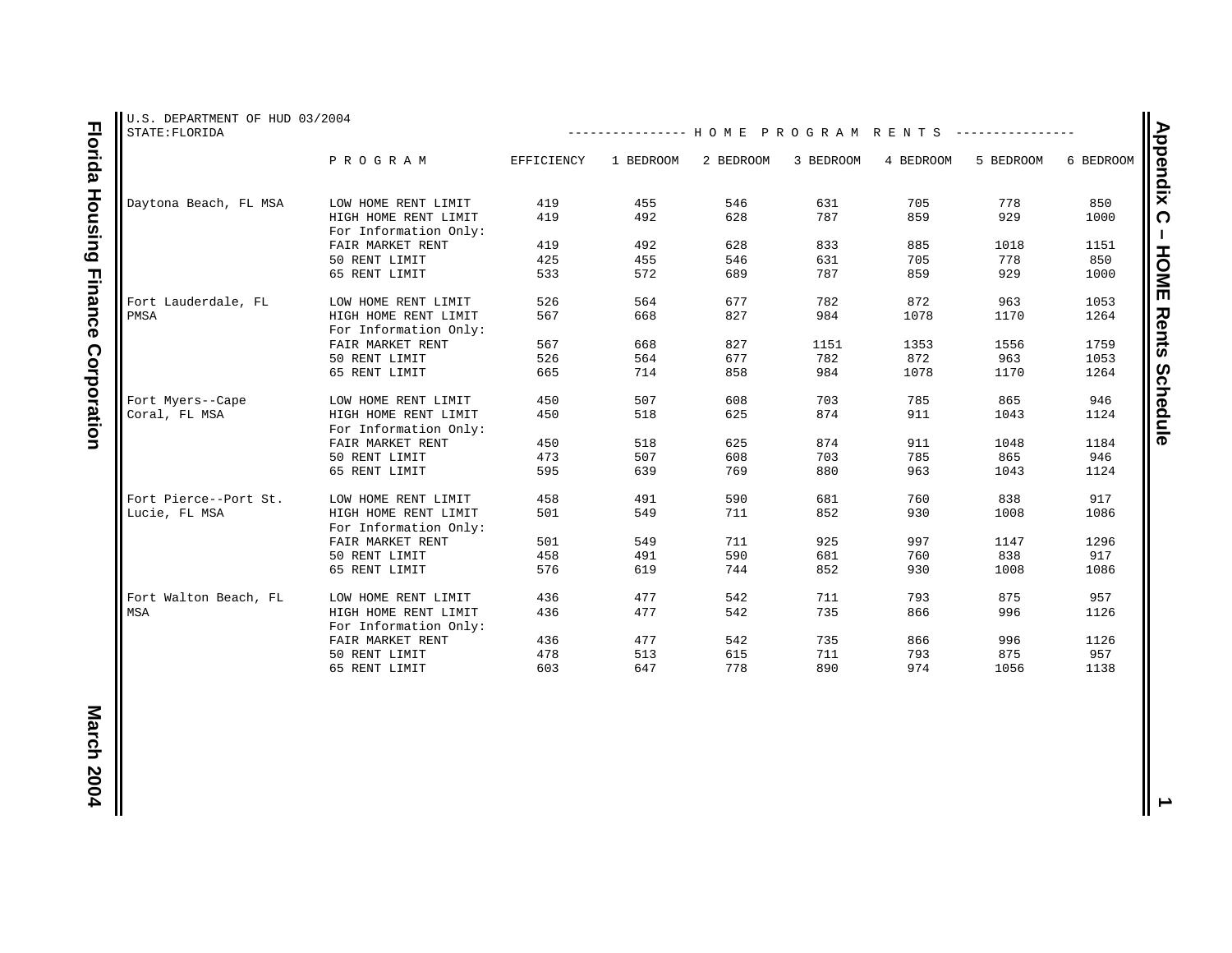U.S. DEPARTMENT OF HUD 03/2004
STATE:FLORIDA

| | PROGRAM | EFFICIENCY | 1 BEDROOM | 2 BEDROOM | 3 BEDROOM | 4 BEDROOM | 5 BEDROOM | 6 BEDROOM |
|---|---|---|---|---|---|---|---|---|
| Daytona Beach, FL MSA | LOW HOME RENT LIMIT | 419 | 455 | 546 | 631 | 705 | 778 | 850 |
| | HIGH HOME RENT LIMIT | 419 | 492 | 628 | 787 | 859 | 929 | 1000 |
| | For Information Only: | | | | | | | |
| | FAIR MARKET RENT | 419 | 492 | 628 | 833 | 885 | 1018 | 1151 |
| | 50 RENT LIMIT | 425 | 455 | 546 | 631 | 705 | 778 | 850 |
| | 65 RENT LIMIT | 533 | 572 | 689 | 787 | 859 | 929 | 1000 |
| Fort Lauderdale, FL PMSA | LOW HOME RENT LIMIT | 526 | 564 | 677 | 782 | 872 | 963 | 1053 |
| | HIGH HOME RENT LIMIT | 567 | 668 | 827 | 984 | 1078 | 1170 | 1264 |
| | For Information Only: | | | | | | | |
| | FAIR MARKET RENT | 567 | 668 | 827 | 1151 | 1353 | 1556 | 1759 |
| | 50 RENT LIMIT | 526 | 564 | 677 | 782 | 872 | 963 | 1053 |
| | 65 RENT LIMIT | 665 | 714 | 858 | 984 | 1078 | 1170 | 1264 |
| Fort Myers--Cape Coral, FL MSA | LOW HOME RENT LIMIT | 450 | 507 | 608 | 703 | 785 | 865 | 946 |
| | HIGH HOME RENT LIMIT | 450 | 518 | 625 | 874 | 911 | 1043 | 1124 |
| | For Information Only: | | | | | | | |
| | FAIR MARKET RENT | 450 | 518 | 625 | 874 | 911 | 1048 | 1184 |
| | 50 RENT LIMIT | 473 | 507 | 608 | 703 | 785 | 865 | 946 |
| | 65 RENT LIMIT | 595 | 639 | 769 | 880 | 963 | 1043 | 1124 |
| Fort Pierce--Port St. Lucie, FL MSA | LOW HOME RENT LIMIT | 458 | 491 | 590 | 681 | 760 | 838 | 917 |
| | HIGH HOME RENT LIMIT | 501 | 549 | 711 | 852 | 930 | 1008 | 1086 |
| | For Information Only: | | | | | | | |
| | FAIR MARKET RENT | 501 | 549 | 711 | 925 | 997 | 1147 | 1296 |
| | 50 RENT LIMIT | 458 | 491 | 590 | 681 | 760 | 838 | 917 |
| | 65 RENT LIMIT | 576 | 619 | 744 | 852 | 930 | 1008 | 1086 |
| Fort Walton Beach, FL MSA | LOW HOME RENT LIMIT | 436 | 477 | 542 | 711 | 793 | 875 | 957 |
| | HIGH HOME RENT LIMIT | 436 | 477 | 542 | 735 | 866 | 996 | 1126 |
| | For Information Only: | | | | | | | |
| | FAIR MARKET RENT | 436 | 477 | 542 | 735 | 866 | 996 | 1126 |
| | 50 RENT LIMIT | 478 | 513 | 615 | 711 | 793 | 875 | 957 |
| | 65 RENT LIMIT | 603 | 647 | 778 | 890 | 974 | 1056 | 1138 |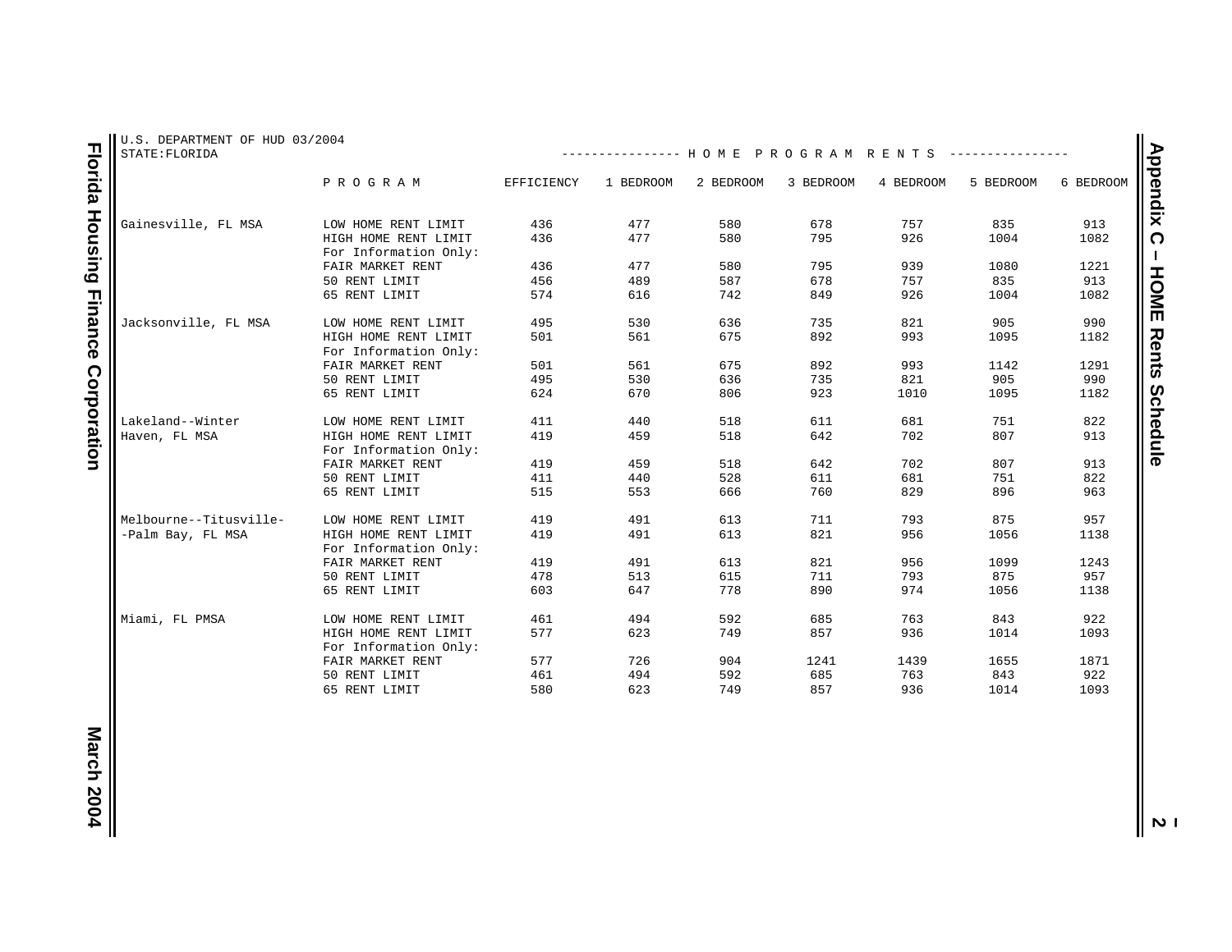U.S. DEPARTMENT OF HUD 03/2004
STATE:FLORIDA

| | PROGRAM | EFFICIENCY | 1 BEDROOM | 2 BEDROOM | 3 BEDROOM | 4 BEDROOM | 5 BEDROOM | 6 BEDROOM |
|---|---|---|---|---|---|---|---|---|
| | | HOME PROGRAM RENTS | | | | | | |
| Gainesville, FL MSA | LOW HOME RENT LIMIT | 436 | 477 | 580 | 678 | 757 | 835 | 913 |
| | HIGH HOME RENT LIMIT | 436 | 477 | 580 | 795 | 926 | 1004 | 1082 |
| | For Information Only: | | | | | | | |
| | FAIR MARKET RENT | 436 | 477 | 580 | 795 | 939 | 1080 | 1221 |
| | 50 RENT LIMIT | 456 | 489 | 587 | 678 | 757 | 835 | 913 |
| | 65 RENT LIMIT | 574 | 616 | 742 | 849 | 926 | 1004 | 1082 |
| Jacksonville, FL MSA | LOW HOME RENT LIMIT | 495 | 530 | 636 | 735 | 821 | 905 | 990 |
| | HIGH HOME RENT LIMIT | 501 | 561 | 675 | 892 | 993 | 1095 | 1182 |
| | For Information Only: | | | | | | | |
| | FAIR MARKET RENT | 501 | 561 | 675 | 892 | 993 | 1142 | 1291 |
| | 50 RENT LIMIT | 495 | 530 | 636 | 735 | 821 | 905 | 990 |
| | 65 RENT LIMIT | 624 | 670 | 806 | 923 | 1010 | 1095 | 1182 |
| Lakeland--Winter Haven, FL MSA | LOW HOME RENT LIMIT | 411 | 440 | 518 | 611 | 681 | 751 | 822 |
| | HIGH HOME RENT LIMIT | 419 | 459 | 518 | 642 | 702 | 807 | 913 |
| | For Information Only: | | | | | | | |
| | FAIR MARKET RENT | 419 | 459 | 518 | 642 | 702 | 807 | 913 |
| | 50 RENT LIMIT | 411 | 440 | 528 | 611 | 681 | 751 | 822 |
| | 65 RENT LIMIT | 515 | 553 | 666 | 760 | 829 | 896 | 963 |
| Melbourne--Titusville--Palm Bay, FL MSA | LOW HOME RENT LIMIT | 419 | 491 | 613 | 711 | 793 | 875 | 957 |
| | HIGH HOME RENT LIMIT | 419 | 491 | 613 | 821 | 956 | 1056 | 1138 |
| | For Information Only: | | | | | | | |
| | FAIR MARKET RENT | 419 | 491 | 613 | 821 | 956 | 1099 | 1243 |
| | 50 RENT LIMIT | 478 | 513 | 615 | 711 | 793 | 875 | 957 |
| | 65 RENT LIMIT | 603 | 647 | 778 | 890 | 974 | 1056 | 1138 |
| Miami, FL PMSA | LOW HOME RENT LIMIT | 461 | 494 | 592 | 685 | 763 | 843 | 922 |
| | HIGH HOME RENT LIMIT | 577 | 623 | 749 | 857 | 936 | 1014 | 1093 |
| | For Information Only: | | | | | | | |
| | FAIR MARKET RENT | 577 | 726 | 904 | 1241 | 1439 | 1655 | 1871 |
| | 50 RENT LIMIT | 461 | 494 | 592 | 685 | 763 | 843 | 922 |
| | 65 RENT LIMIT | 580 | 623 | 749 | 857 | 936 | 1014 | 1093 |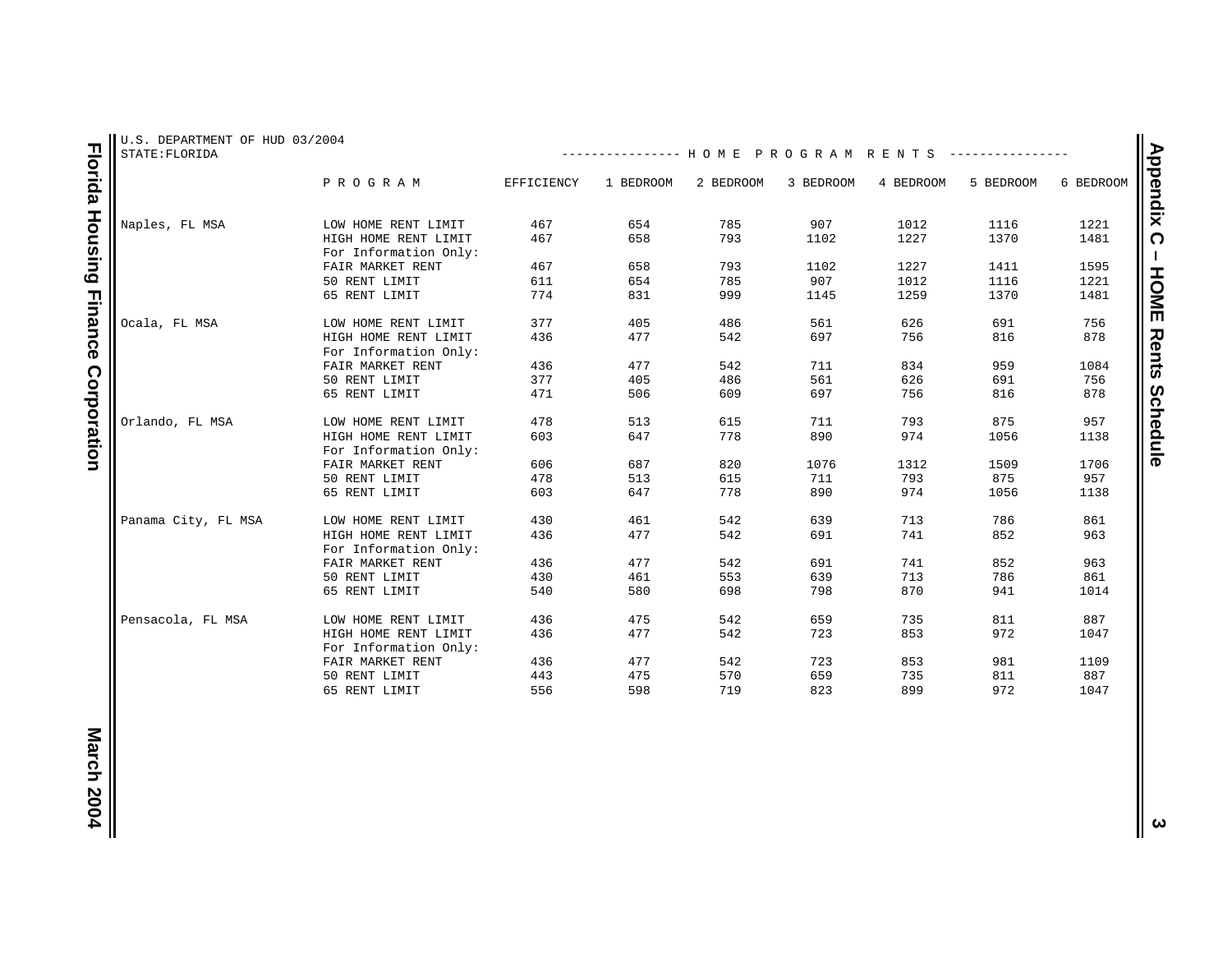U.S. DEPARTMENT OF HUD 03/2004
STATE:FLORIDA

| | PROGRAM | EFFICIENCY | 1 BEDROOM | 2 BEDROOM | 3 BEDROOM | 4 BEDROOM | 5 BEDROOM | 6 BEDROOM |
|---|---|---|---|---|---|---|---|---|
| Naples, FL MSA | LOW HOME RENT LIMIT | 467 | 654 | 785 | 907 | 1012 | 1116 | 1221 |
| | HIGH HOME RENT LIMIT | 467 | 658 | 793 | 1102 | 1227 | 1370 | 1481 |
| | For Information Only: | | | | | | | |
| | FAIR MARKET RENT | 467 | 658 | 793 | 1102 | 1227 | 1411 | 1595 |
| | 50 RENT LIMIT | 611 | 654 | 785 | 907 | 1012 | 1116 | 1221 |
| | 65 RENT LIMIT | 774 | 831 | 999 | 1145 | 1259 | 1370 | 1481 |
| Ocala, FL MSA | LOW HOME RENT LIMIT | 377 | 405 | 486 | 561 | 626 | 691 | 756 |
| | HIGH HOME RENT LIMIT | 436 | 477 | 542 | 697 | 756 | 816 | 878 |
| | For Information Only: | | | | | | | |
| | FAIR MARKET RENT | 436 | 477 | 542 | 711 | 834 | 959 | 1084 |
| | 50 RENT LIMIT | 377 | 405 | 486 | 561 | 626 | 691 | 756 |
| | 65 RENT LIMIT | 471 | 506 | 609 | 697 | 756 | 816 | 878 |
| Orlando, FL MSA | LOW HOME RENT LIMIT | 478 | 513 | 615 | 711 | 793 | 875 | 957 |
| | HIGH HOME RENT LIMIT | 603 | 647 | 778 | 890 | 974 | 1056 | 1138 |
| | For Information Only: | | | | | | | |
| | FAIR MARKET RENT | 606 | 687 | 820 | 1076 | 1312 | 1509 | 1706 |
| | 50 RENT LIMIT | 478 | 513 | 615 | 711 | 793 | 875 | 957 |
| | 65 RENT LIMIT | 603 | 647 | 778 | 890 | 974 | 1056 | 1138 |
| Panama City, FL MSA | LOW HOME RENT LIMIT | 430 | 461 | 542 | 639 | 713 | 786 | 861 |
| | HIGH HOME RENT LIMIT | 436 | 477 | 542 | 691 | 741 | 852 | 963 |
| | For Information Only: | | | | | | | |
| | FAIR MARKET RENT | 436 | 477 | 542 | 691 | 741 | 852 | 963 |
| | 50 RENT LIMIT | 430 | 461 | 553 | 639 | 713 | 786 | 861 |
| | 65 RENT LIMIT | 540 | 580 | 698 | 798 | 870 | 941 | 1014 |
| Pensacola, FL MSA | LOW HOME RENT LIMIT | 436 | 475 | 542 | 659 | 735 | 811 | 887 |
| | HIGH HOME RENT LIMIT | 436 | 477 | 542 | 723 | 853 | 972 | 1047 |
| | For Information Only: | | | | | | | |
| | FAIR MARKET RENT | 436 | 477 | 542 | 723 | 853 | 981 | 1109 |
| | 50 RENT LIMIT | 443 | 475 | 570 | 659 | 735 | 811 | 887 |
| | 65 RENT LIMIT | 556 | 598 | 719 | 823 | 899 | 972 | 1047 |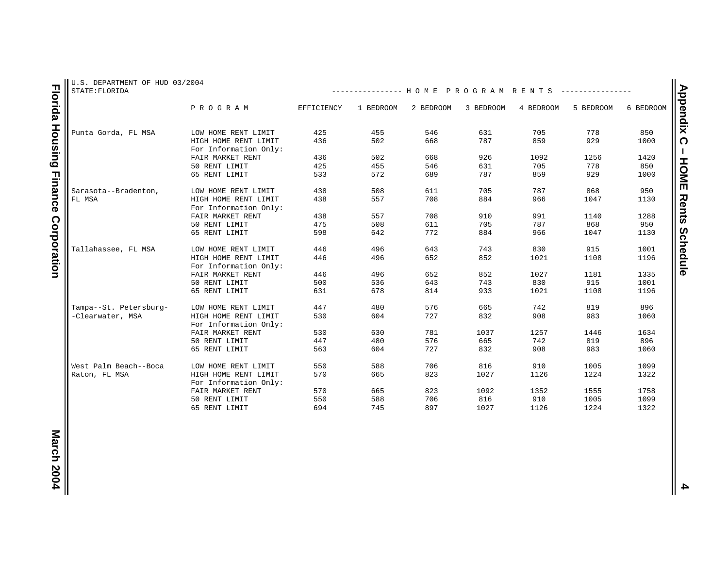U.S. DEPARTMENT OF HUD 03/2004
STATE:FLORIDA

HOME PROGRAM RENTS

| | PROGRAM | EFFICIENCY | 1 BEDROOM | 2 BEDROOM | 3 BEDROOM | 4 BEDROOM | 5 BEDROOM | 6 BEDROOM |
|---|---|---|---|---|---|---|---|---|
| Punta Gorda, FL MSA | LOW HOME RENT LIMIT | 425 | 455 | 546 | 631 | 705 | 778 | 850 |
| | HIGH HOME RENT LIMIT | 436 | 502 | 668 | 787 | 859 | 929 | 1000 |
| | For Information Only: | | | | | | | |
| | FAIR MARKET RENT | 436 | 502 | 668 | 926 | 1092 | 1256 | 1420 |
| | 50 RENT LIMIT | 425 | 455 | 546 | 631 | 705 | 778 | 850 |
| | 65 RENT LIMIT | 533 | 572 | 689 | 787 | 859 | 929 | 1000 |
| Sarasota--Bradenton, FL MSA | LOW HOME RENT LIMIT | 438 | 508 | 611 | 705 | 787 | 868 | 950 |
| | HIGH HOME RENT LIMIT | 438 | 557 | 708 | 884 | 966 | 1047 | 1130 |
| | For Information Only: | | | | | | | |
| | FAIR MARKET RENT | 438 | 557 | 708 | 910 | 991 | 1140 | 1288 |
| | 50 RENT LIMIT | 475 | 508 | 611 | 705 | 787 | 868 | 950 |
| | 65 RENT LIMIT | 598 | 642 | 772 | 884 | 966 | 1047 | 1130 |
| Tallahassee, FL MSA | LOW HOME RENT LIMIT | 446 | 496 | 643 | 743 | 830 | 915 | 1001 |
| | HIGH HOME RENT LIMIT | 446 | 496 | 652 | 852 | 1021 | 1108 | 1196 |
| | For Information Only: | | | | | | | |
| | FAIR MARKET RENT | 446 | 496 | 652 | 852 | 1027 | 1181 | 1335 |
| | 50 RENT LIMIT | 500 | 536 | 643 | 743 | 830 | 915 | 1001 |
| | 65 RENT LIMIT | 631 | 678 | 814 | 933 | 1021 | 1108 | 1196 |
| Tampa--St. Petersburg--Clearwater, MSA | LOW HOME RENT LIMIT | 447 | 480 | 576 | 665 | 742 | 819 | 896 |
| | HIGH HOME RENT LIMIT | 530 | 604 | 727 | 832 | 908 | 983 | 1060 |
| | For Information Only: | | | | | | | |
| | FAIR MARKET RENT | 530 | 630 | 781 | 1037 | 1257 | 1446 | 1634 |
| | 50 RENT LIMIT | 447 | 480 | 576 | 665 | 742 | 819 | 896 |
| | 65 RENT LIMIT | 563 | 604 | 727 | 832 | 908 | 983 | 1060 |
| West Palm Beach--Boca Raton, FL MSA | LOW HOME RENT LIMIT | 550 | 588 | 706 | 816 | 910 | 1005 | 1099 |
| | HIGH HOME RENT LIMIT | 570 | 665 | 823 | 1027 | 1126 | 1224 | 1322 |
| | For Information Only: | | | | | | | |
| | FAIR MARKET RENT | 570 | 665 | 823 | 1092 | 1352 | 1555 | 1758 |
| | 50 RENT LIMIT | 550 | 588 | 706 | 816 | 910 | 1005 | 1099 |
| | 65 RENT LIMIT | 694 | 745 | 897 | 1027 | 1126 | 1224 | 1322 |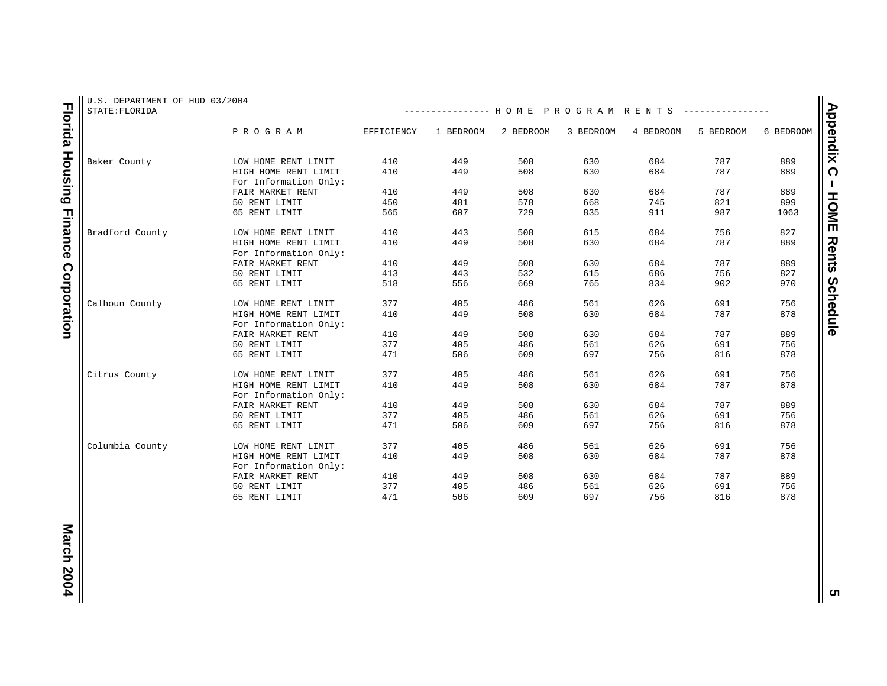U.S. DEPARTMENT OF HUD 03/2004
STATE:FLORIDA

| | PROGRAM | EFFICIENCY | 1 BEDROOM | 2 BEDROOM | 3 BEDROOM | 4 BEDROOM | 5 BEDROOM | 6 BEDROOM |
|---|---|---|---|---|---|---|---|---|
| Baker County | LOW HOME RENT LIMIT | 410 | 449 | 508 | 630 | 684 | 787 | 889 |
| | HIGH HOME RENT LIMIT | 410 | 449 | 508 | 630 | 684 | 787 | 889 |
| | For Information Only: | | | | | | | |
| | FAIR MARKET RENT | 410 | 449 | 508 | 630 | 684 | 787 | 889 |
| | 50 RENT LIMIT | 450 | 481 | 578 | 668 | 745 | 821 | 899 |
| | 65 RENT LIMIT | 565 | 607 | 729 | 835 | 911 | 987 | 1063 |
| Bradford County | LOW HOME RENT LIMIT | 410 | 443 | 508 | 615 | 684 | 756 | 827 |
| | HIGH HOME RENT LIMIT | 410 | 449 | 508 | 630 | 684 | 787 | 889 |
| | For Information Only: | | | | | | | |
| | FAIR MARKET RENT | 410 | 449 | 508 | 630 | 684 | 787 | 889 |
| | 50 RENT LIMIT | 413 | 443 | 532 | 615 | 686 | 756 | 827 |
| | 65 RENT LIMIT | 518 | 556 | 669 | 765 | 834 | 902 | 970 |
| Calhoun County | LOW HOME RENT LIMIT | 377 | 405 | 486 | 561 | 626 | 691 | 756 |
| | HIGH HOME RENT LIMIT | 410 | 449 | 508 | 630 | 684 | 787 | 878 |
| | For Information Only: | | | | | | | |
| | FAIR MARKET RENT | 410 | 449 | 508 | 630 | 684 | 787 | 889 |
| | 50 RENT LIMIT | 377 | 405 | 486 | 561 | 626 | 691 | 756 |
| | 65 RENT LIMIT | 471 | 506 | 609 | 697 | 756 | 816 | 878 |
| Citrus County | LOW HOME RENT LIMIT | 377 | 405 | 486 | 561 | 626 | 691 | 756 |
| | HIGH HOME RENT LIMIT | 410 | 449 | 508 | 630 | 684 | 787 | 878 |
| | For Information Only: | | | | | | | |
| | FAIR MARKET RENT | 410 | 449 | 508 | 630 | 684 | 787 | 889 |
| | 50 RENT LIMIT | 377 | 405 | 486 | 561 | 626 | 691 | 756 |
| | 65 RENT LIMIT | 471 | 506 | 609 | 697 | 756 | 816 | 878 |
| Columbia County | LOW HOME RENT LIMIT | 377 | 405 | 486 | 561 | 626 | 691 | 756 |
| | HIGH HOME RENT LIMIT | 410 | 449 | 508 | 630 | 684 | 787 | 878 |
| | For Information Only: | | | | | | | |
| | FAIR MARKET RENT | 410 | 449 | 508 | 630 | 684 | 787 | 889 |
| | 50 RENT LIMIT | 377 | 405 | 486 | 561 | 626 | 691 | 756 |
| | 65 RENT LIMIT | 471 | 506 | 609 | 697 | 756 | 816 | 878 |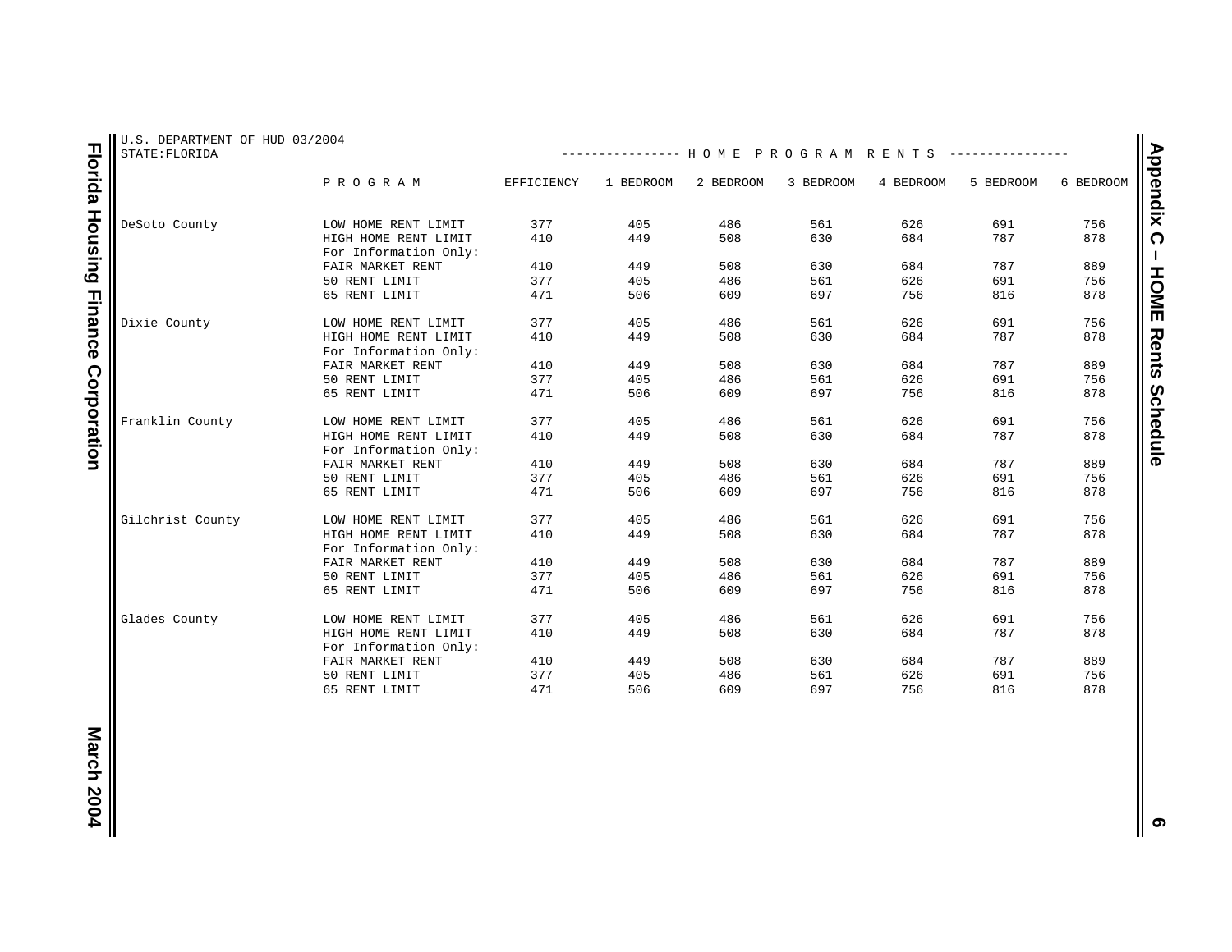U.S. DEPARTMENT OF HUD 03/2004
STATE:FLORIDA

HOME PROGRAM RENTS

| | PROGRAM | EFFICIENCY | 1 BEDROOM | 2 BEDROOM | 3 BEDROOM | 4 BEDROOM | 5 BEDROOM | 6 BEDROOM |
|---|---|---|---|---|---|---|---|---|
| DeSoto County | LOW HOME RENT LIMIT | 377 | 405 | 486 | 561 | 626 | 691 | 756 |
| | HIGH HOME RENT LIMIT | 410 | 449 | 508 | 630 | 684 | 787 | 878 |
| | For Information Only: | | | | | | | |
| | FAIR MARKET RENT | 410 | 449 | 508 | 630 | 684 | 787 | 889 |
| | 50 RENT LIMIT | 377 | 405 | 486 | 561 | 626 | 691 | 756 |
| | 65 RENT LIMIT | 471 | 506 | 609 | 697 | 756 | 816 | 878 |
| Dixie County | LOW HOME RENT LIMIT | 377 | 405 | 486 | 561 | 626 | 691 | 756 |
| | HIGH HOME RENT LIMIT | 410 | 449 | 508 | 630 | 684 | 787 | 878 |
| | For Information Only: | | | | | | | |
| | FAIR MARKET RENT | 410 | 449 | 508 | 630 | 684 | 787 | 889 |
| | 50 RENT LIMIT | 377 | 405 | 486 | 561 | 626 | 691 | 756 |
| | 65 RENT LIMIT | 471 | 506 | 609 | 697 | 756 | 816 | 878 |
| Franklin County | LOW HOME RENT LIMIT | 377 | 405 | 486 | 561 | 626 | 691 | 756 |
| | HIGH HOME RENT LIMIT | 410 | 449 | 508 | 630 | 684 | 787 | 878 |
| | For Information Only: | | | | | | | |
| | FAIR MARKET RENT | 410 | 449 | 508 | 630 | 684 | 787 | 889 |
| | 50 RENT LIMIT | 377 | 405 | 486 | 561 | 626 | 691 | 756 |
| | 65 RENT LIMIT | 471 | 506 | 609 | 697 | 756 | 816 | 878 |
| Gilchrist County | LOW HOME RENT LIMIT | 377 | 405 | 486 | 561 | 626 | 691 | 756 |
| | HIGH HOME RENT LIMIT | 410 | 449 | 508 | 630 | 684 | 787 | 878 |
| | For Information Only: | | | | | | | |
| | FAIR MARKET RENT | 410 | 449 | 508 | 630 | 684 | 787 | 889 |
| | 50 RENT LIMIT | 377 | 405 | 486 | 561 | 626 | 691 | 756 |
| | 65 RENT LIMIT | 471 | 506 | 609 | 697 | 756 | 816 | 878 |
| Glades County | LOW HOME RENT LIMIT | 377 | 405 | 486 | 561 | 626 | 691 | 756 |
| | HIGH HOME RENT LIMIT | 410 | 449 | 508 | 630 | 684 | 787 | 878 |
| | For Information Only: | | | | | | | |
| | FAIR MARKET RENT | 410 | 449 | 508 | 630 | 684 | 787 | 889 |
| | 50 RENT LIMIT | 377 | 405 | 486 | 561 | 626 | 691 | 756 |
| | 65 RENT LIMIT | 471 | 506 | 609 | 697 | 756 | 816 | 878 |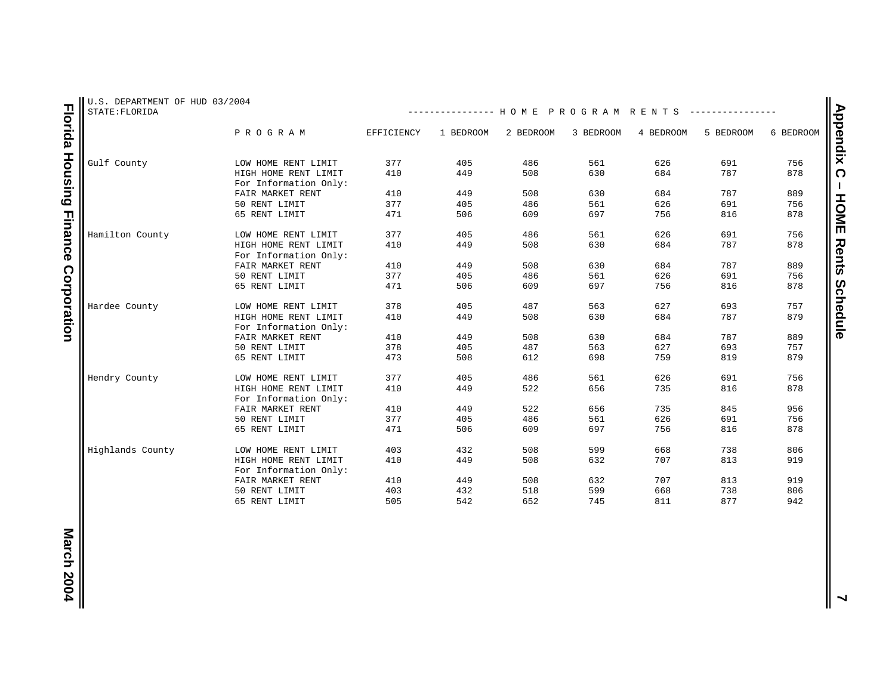U.S. DEPARTMENT OF HUD 03/2004
STATE:FLORIDA

---------------- H O M E   P R O G R A M   R E N T S ----------------

| | PROGRAM | EFFICIENCY | 1 BEDROOM | 2 BEDROOM | 3 BEDROOM | 4 BEDROOM | 5 BEDROOM | 6 BEDROOM |
|---|---|---|---|---|---|---|---|---|
| Gulf County | LOW HOME RENT LIMIT | 377 | 405 | 486 | 561 | 626 | 691 | 756 |
| | HIGH HOME RENT LIMIT | 410 | 449 | 508 | 630 | 684 | 787 | 878 |
| | For Information Only: | | | | | | | |
| | FAIR MARKET RENT | 410 | 449 | 508 | 630 | 684 | 787 | 889 |
| | 50 RENT LIMIT | 377 | 405 | 486 | 561 | 626 | 691 | 756 |
| | 65 RENT LIMIT | 471 | 506 | 609 | 697 | 756 | 816 | 878 |
| Hamilton County | LOW HOME RENT LIMIT | 377 | 405 | 486 | 561 | 626 | 691 | 756 |
| | HIGH HOME RENT LIMIT | 410 | 449 | 508 | 630 | 684 | 787 | 878 |
| | For Information Only: | | | | | | | |
| | FAIR MARKET RENT | 410 | 449 | 508 | 630 | 684 | 787 | 889 |
| | 50 RENT LIMIT | 377 | 405 | 486 | 561 | 626 | 691 | 756 |
| | 65 RENT LIMIT | 471 | 506 | 609 | 697 | 756 | 816 | 878 |
| Hardee County | LOW HOME RENT LIMIT | 378 | 405 | 487 | 563 | 627 | 693 | 757 |
| | HIGH HOME RENT LIMIT | 410 | 449 | 508 | 630 | 684 | 787 | 879 |
| | For Information Only: | | | | | | | |
| | FAIR MARKET RENT | 410 | 449 | 508 | 630 | 684 | 787 | 889 |
| | 50 RENT LIMIT | 378 | 405 | 487 | 563 | 627 | 693 | 757 |
| | 65 RENT LIMIT | 473 | 508 | 612 | 698 | 759 | 819 | 879 |
| Hendry County | LOW HOME RENT LIMIT | 377 | 405 | 486 | 561 | 626 | 691 | 756 |
| | HIGH HOME RENT LIMIT | 410 | 449 | 522 | 656 | 735 | 816 | 878 |
| | For Information Only: | | | | | | | |
| | FAIR MARKET RENT | 410 | 449 | 522 | 656 | 735 | 845 | 956 |
| | 50 RENT LIMIT | 377 | 405 | 486 | 561 | 626 | 691 | 756 |
| | 65 RENT LIMIT | 471 | 506 | 609 | 697 | 756 | 816 | 878 |
| Highlands County | LOW HOME RENT LIMIT | 403 | 432 | 508 | 599 | 668 | 738 | 806 |
| | HIGH HOME RENT LIMIT | 410 | 449 | 508 | 632 | 707 | 813 | 919 |
| | For Information Only: | | | | | | | |
| | FAIR MARKET RENT | 410 | 449 | 508 | 632 | 707 | 813 | 919 |
| | 50 RENT LIMIT | 403 | 432 | 518 | 599 | 668 | 738 | 806 |
| | 65 RENT LIMIT | 505 | 542 | 652 | 745 | 811 | 877 | 942 |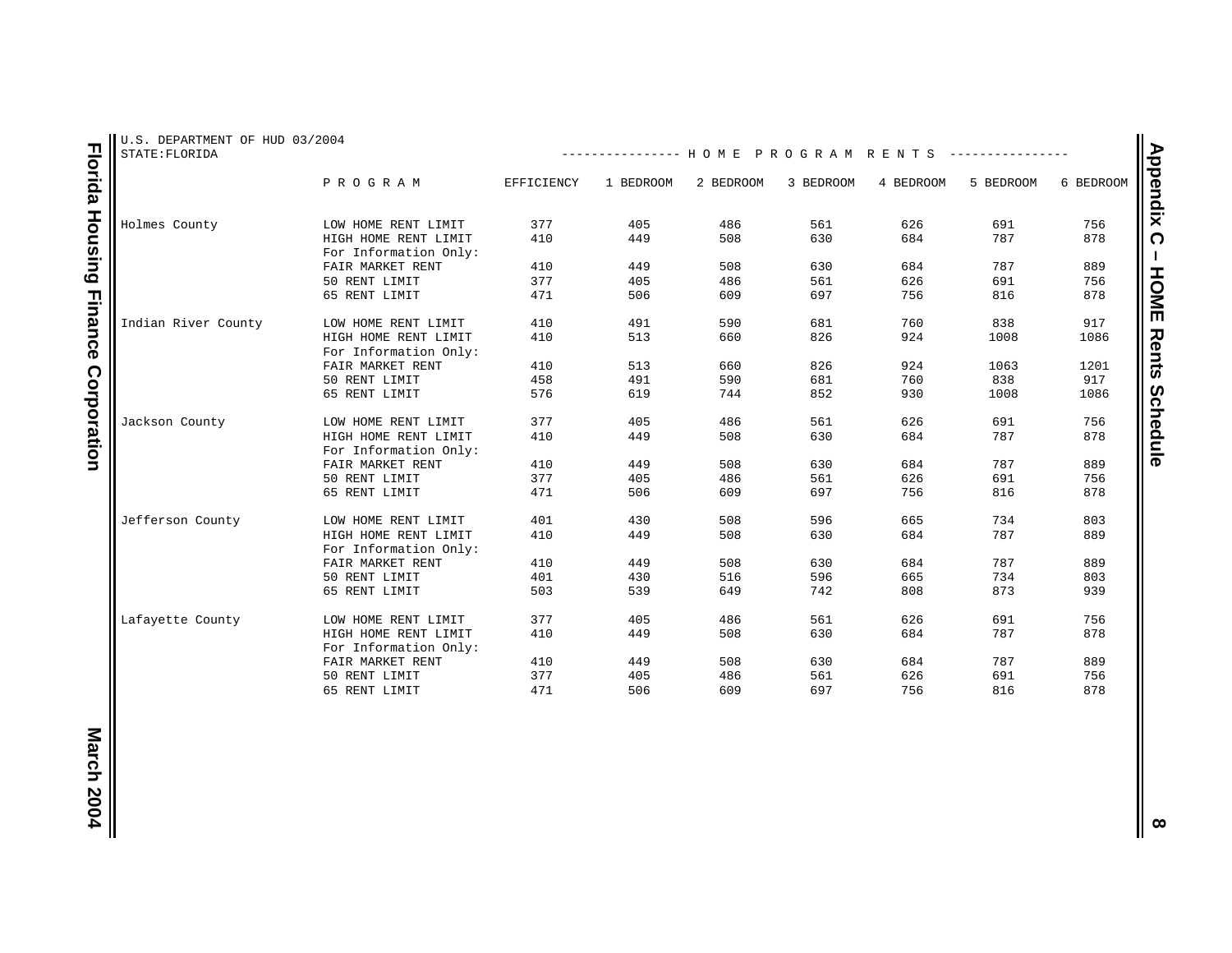U.S. DEPARTMENT OF HUD 03/2004
STATE:FLORIDA

HOME PROGRAM RENTS

| | PROGRAM | EFFICIENCY | 1 BEDROOM | 2 BEDROOM | 3 BEDROOM | 4 BEDROOM | 5 BEDROOM | 6 BEDROOM |
|---|---|---|---|---|---|---|---|---|
| Holmes County | LOW HOME RENT LIMIT | 377 | 405 | 486 | 561 | 626 | 691 | 756 |
| | HIGH HOME RENT LIMIT | 410 | 449 | 508 | 630 | 684 | 787 | 878 |
| | For Information Only: | | | | | | | |
| | FAIR MARKET RENT | 410 | 449 | 508 | 630 | 684 | 787 | 889 |
| | 50 RENT LIMIT | 377 | 405 | 486 | 561 | 626 | 691 | 756 |
| | 65 RENT LIMIT | 471 | 506 | 609 | 697 | 756 | 816 | 878 |
| Indian River County | LOW HOME RENT LIMIT | 410 | 491 | 590 | 681 | 760 | 838 | 917 |
| | HIGH HOME RENT LIMIT | 410 | 513 | 660 | 826 | 924 | 1008 | 1086 |
| | For Information Only: | | | | | | | |
| | FAIR MARKET RENT | 410 | 513 | 660 | 826 | 924 | 1063 | 1201 |
| | 50 RENT LIMIT | 458 | 491 | 590 | 681 | 760 | 838 | 917 |
| | 65 RENT LIMIT | 576 | 619 | 744 | 852 | 930 | 1008 | 1086 |
| Jackson County | LOW HOME RENT LIMIT | 377 | 405 | 486 | 561 | 626 | 691 | 756 |
| | HIGH HOME RENT LIMIT | 410 | 449 | 508 | 630 | 684 | 787 | 878 |
| | For Information Only: | | | | | | | |
| | FAIR MARKET RENT | 410 | 449 | 508 | 630 | 684 | 787 | 889 |
| | 50 RENT LIMIT | 377 | 405 | 486 | 561 | 626 | 691 | 756 |
| | 65 RENT LIMIT | 471 | 506 | 609 | 697 | 756 | 816 | 878 |
| Jefferson County | LOW HOME RENT LIMIT | 401 | 430 | 508 | 596 | 665 | 734 | 803 |
| | HIGH HOME RENT LIMIT | 410 | 449 | 508 | 630 | 684 | 787 | 889 |
| | For Information Only: | | | | | | | |
| | FAIR MARKET RENT | 410 | 449 | 508 | 630 | 684 | 787 | 889 |
| | 50 RENT LIMIT | 401 | 430 | 516 | 596 | 665 | 734 | 803 |
| | 65 RENT LIMIT | 503 | 539 | 649 | 742 | 808 | 873 | 939 |
| Lafayette County | LOW HOME RENT LIMIT | 377 | 405 | 486 | 561 | 626 | 691 | 756 |
| | HIGH HOME RENT LIMIT | 410 | 449 | 508 | 630 | 684 | 787 | 878 |
| | For Information Only: | | | | | | | |
| | FAIR MARKET RENT | 410 | 449 | 508 | 630 | 684 | 787 | 889 |
| | 50 RENT LIMIT | 377 | 405 | 486 | 561 | 626 | 691 | 756 |
| | 65 RENT LIMIT | 471 | 506 | 609 | 697 | 756 | 816 | 878 |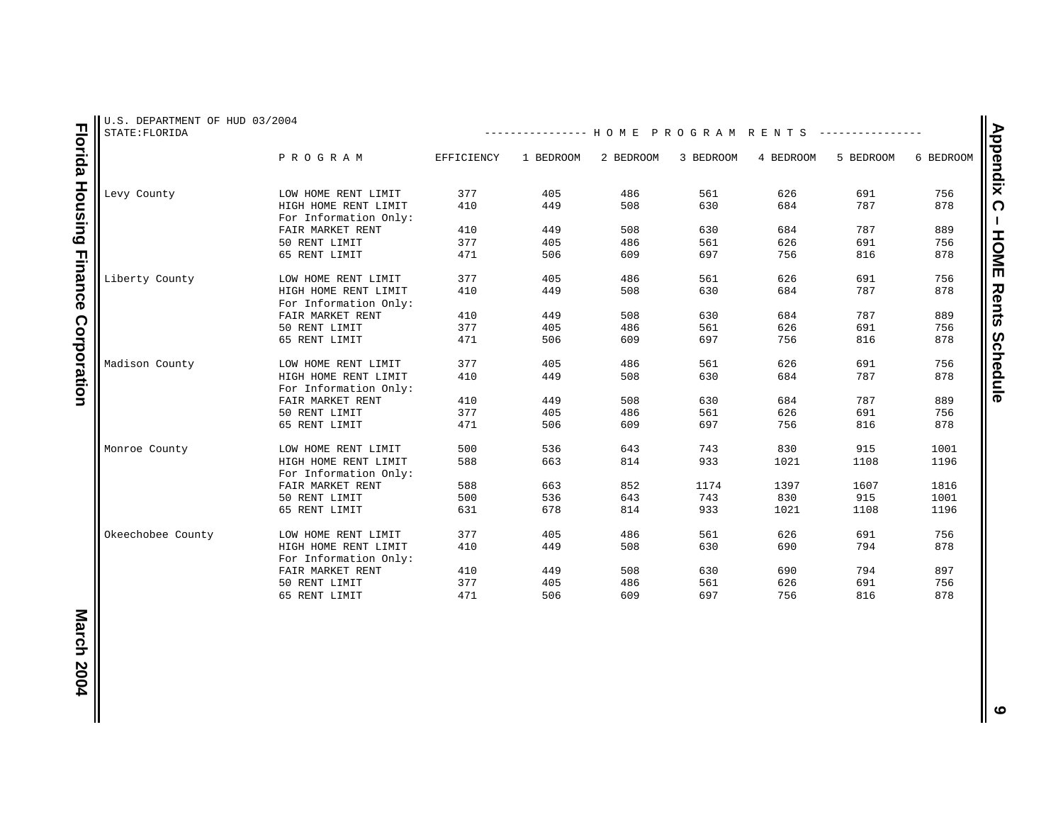U.S. DEPARTMENT OF HUD 03/2004
STATE:FLORIDA

HOME PROGRAM RENTS

| | PROGRAM | EFFICIENCY | 1 BEDROOM | 2 BEDROOM | 3 BEDROOM | 4 BEDROOM | 5 BEDROOM | 6 BEDROOM |
|---|---|---|---|---|---|---|---|---|
| Levy County | LOW HOME RENT LIMIT | 377 | 405 | 486 | 561 | 626 | 691 | 756 |
| | HIGH HOME RENT LIMIT | 410 | 449 | 508 | 630 | 684 | 787 | 878 |
| | For Information Only: | | | | | | | |
| | FAIR MARKET RENT | 410 | 449 | 508 | 630 | 684 | 787 | 889 |
| | 50 RENT LIMIT | 377 | 405 | 486 | 561 | 626 | 691 | 756 |
| | 65 RENT LIMIT | 471 | 506 | 609 | 697 | 756 | 816 | 878 |
| Liberty County | LOW HOME RENT LIMIT | 377 | 405 | 486 | 561 | 626 | 691 | 756 |
| | HIGH HOME RENT LIMIT | 410 | 449 | 508 | 630 | 684 | 787 | 878 |
| | For Information Only: | | | | | | | |
| | FAIR MARKET RENT | 410 | 449 | 508 | 630 | 684 | 787 | 889 |
| | 50 RENT LIMIT | 377 | 405 | 486 | 561 | 626 | 691 | 756 |
| | 65 RENT LIMIT | 471 | 506 | 609 | 697 | 756 | 816 | 878 |
| Madison County | LOW HOME RENT LIMIT | 377 | 405 | 486 | 561 | 626 | 691 | 756 |
| | HIGH HOME RENT LIMIT | 410 | 449 | 508 | 630 | 684 | 787 | 878 |
| | For Information Only: | | | | | | | |
| | FAIR MARKET RENT | 410 | 449 | 508 | 630 | 684 | 787 | 889 |
| | 50 RENT LIMIT | 377 | 405 | 486 | 561 | 626 | 691 | 756 |
| | 65 RENT LIMIT | 471 | 506 | 609 | 697 | 756 | 816 | 878 |
| Monroe County | LOW HOME RENT LIMIT | 500 | 536 | 643 | 743 | 830 | 915 | 1001 |
| | HIGH HOME RENT LIMIT | 588 | 663 | 814 | 933 | 1021 | 1108 | 1196 |
| | For Information Only: | | | | | | | |
| | FAIR MARKET RENT | 588 | 663 | 852 | 1174 | 1397 | 1607 | 1816 |
| | 50 RENT LIMIT | 500 | 536 | 643 | 743 | 830 | 915 | 1001 |
| | 65 RENT LIMIT | 631 | 678 | 814 | 933 | 1021 | 1108 | 1196 |
| Okeechobee County | LOW HOME RENT LIMIT | 377 | 405 | 486 | 561 | 626 | 691 | 756 |
| | HIGH HOME RENT LIMIT | 410 | 449 | 508 | 630 | 690 | 794 | 878 |
| | For Information Only: | | | | | | | |
| | FAIR MARKET RENT | 410 | 449 | 508 | 630 | 690 | 794 | 897 |
| | 50 RENT LIMIT | 377 | 405 | 486 | 561 | 626 | 691 | 756 |
| | 65 RENT LIMIT | 471 | 506 | 609 | 697 | 756 | 816 | 878 |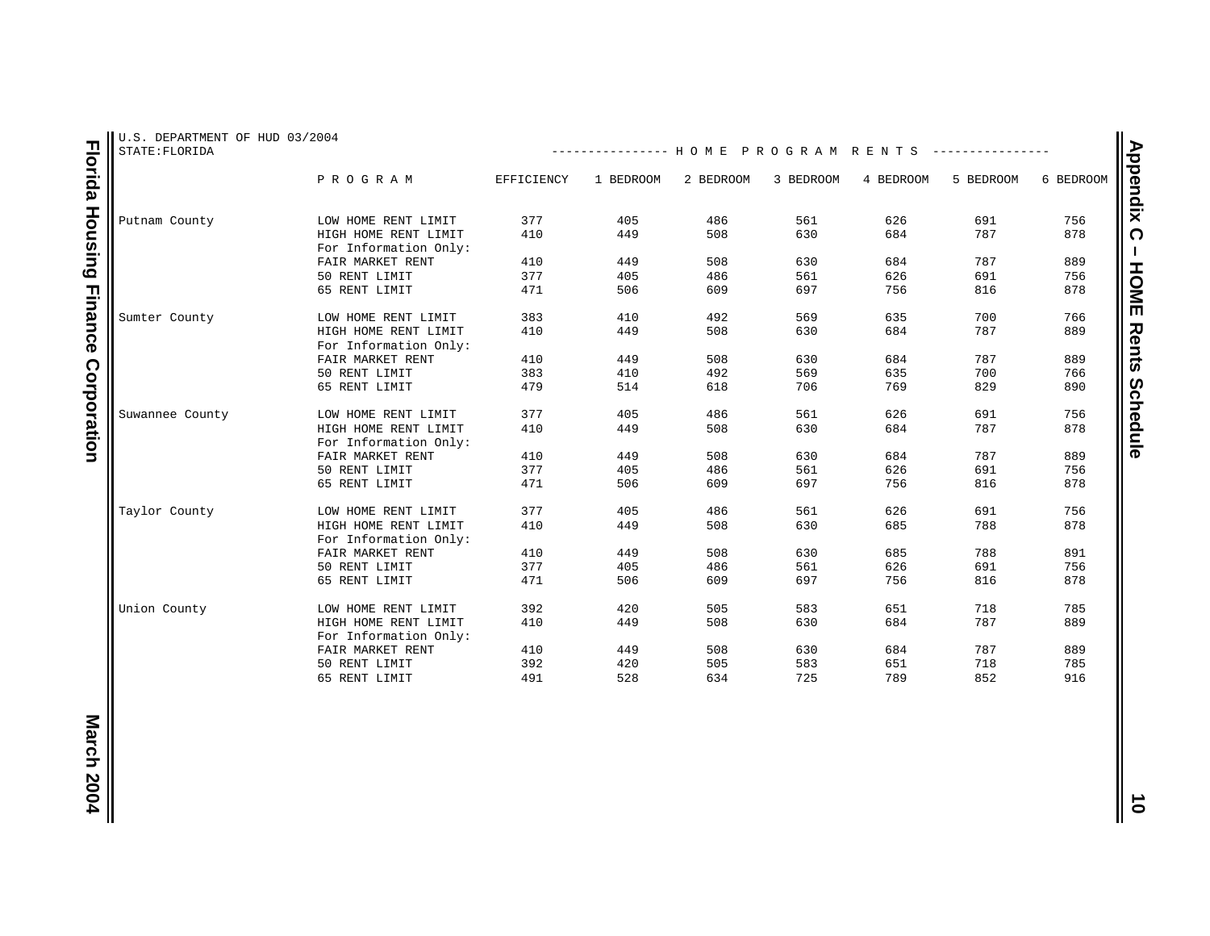U.S. DEPARTMENT OF HUD 03/2004
STATE:FLORIDA

| | P R O G R A M | EFFICIENCY | 1 BEDROOM | 2 BEDROOM | 3 BEDROOM | 4 BEDROOM | 5 BEDROOM | 6 BEDROOM |
|---|---|---|---|---|---|---|---|---|
| | | ---------------- H O M E | P R O G R A M | R E N T S | ---------------- | | | |
| Putnam County | LOW HOME RENT LIMIT | 377 | 405 | 486 | 561 | 626 | 691 | 756 |
| | HIGH HOME RENT LIMIT | 410 | 449 | 508 | 630 | 684 | 787 | 878 |
| | For Information Only: | | | | | | | |
| | FAIR MARKET RENT | 410 | 449 | 508 | 630 | 684 | 787 | 889 |
| | 50 RENT LIMIT | 377 | 405 | 486 | 561 | 626 | 691 | 756 |
| | 65 RENT LIMIT | 471 | 506 | 609 | 697 | 756 | 816 | 878 |
| Sumter County | LOW HOME RENT LIMIT | 383 | 410 | 492 | 569 | 635 | 700 | 766 |
| | HIGH HOME RENT LIMIT | 410 | 449 | 508 | 630 | 684 | 787 | 889 |
| | For Information Only: | | | | | | | |
| | FAIR MARKET RENT | 410 | 449 | 508 | 630 | 684 | 787 | 889 |
| | 50 RENT LIMIT | 383 | 410 | 492 | 569 | 635 | 700 | 766 |
| | 65 RENT LIMIT | 479 | 514 | 618 | 706 | 769 | 829 | 890 |
| Suwannee County | LOW HOME RENT LIMIT | 377 | 405 | 486 | 561 | 626 | 691 | 756 |
| | HIGH HOME RENT LIMIT | 410 | 449 | 508 | 630 | 684 | 787 | 878 |
| | For Information Only: | | | | | | | |
| | FAIR MARKET RENT | 410 | 449 | 508 | 630 | 684 | 787 | 889 |
| | 50 RENT LIMIT | 377 | 405 | 486 | 561 | 626 | 691 | 756 |
| | 65 RENT LIMIT | 471 | 506 | 609 | 697 | 756 | 816 | 878 |
| Taylor County | LOW HOME RENT LIMIT | 377 | 405 | 486 | 561 | 626 | 691 | 756 |
| | HIGH HOME RENT LIMIT | 410 | 449 | 508 | 630 | 685 | 788 | 878 |
| | For Information Only: | | | | | | | |
| | FAIR MARKET RENT | 410 | 449 | 508 | 630 | 685 | 788 | 891 |
| | 50 RENT LIMIT | 377 | 405 | 486 | 561 | 626 | 691 | 756 |
| | 65 RENT LIMIT | 471 | 506 | 609 | 697 | 756 | 816 | 878 |
| Union County | LOW HOME RENT LIMIT | 392 | 420 | 505 | 583 | 651 | 718 | 785 |
| | HIGH HOME RENT LIMIT | 410 | 449 | 508 | 630 | 684 | 787 | 889 |
| | For Information Only: | | | | | | | |
| | FAIR MARKET RENT | 410 | 449 | 508 | 630 | 684 | 787 | 889 |
| | 50 RENT LIMIT | 392 | 420 | 505 | 583 | 651 | 718 | 785 |
| | 65 RENT LIMIT | 491 | 528 | 634 | 725 | 789 | 852 | 916 |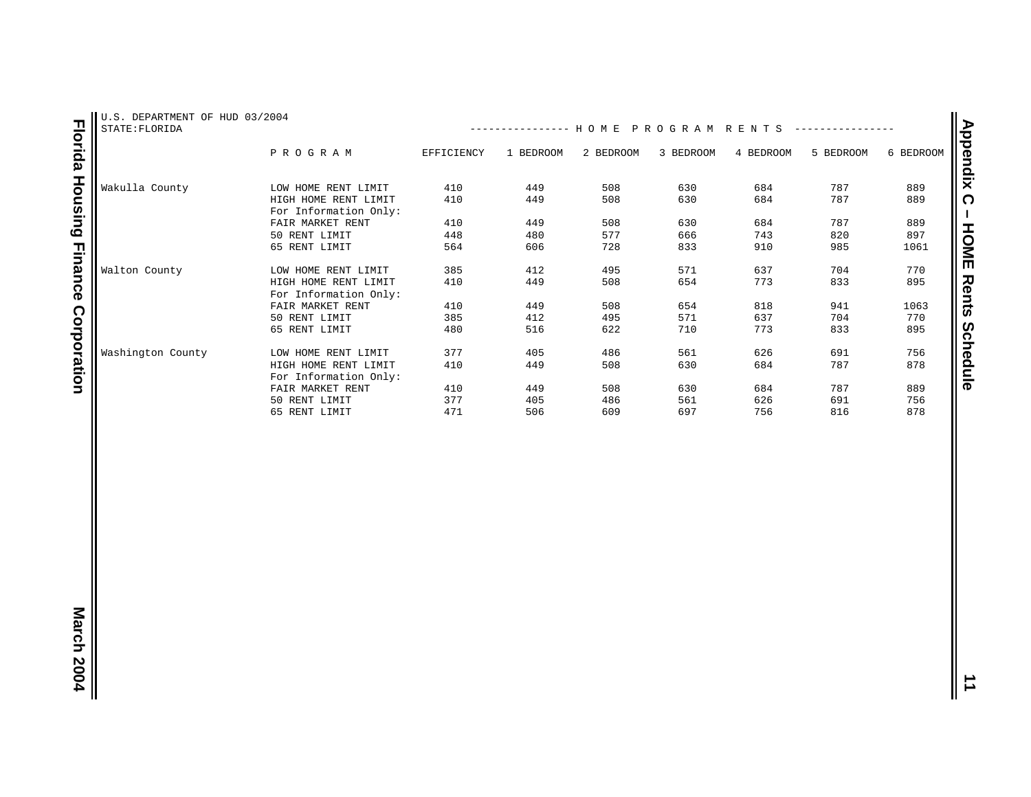U.S. DEPARTMENT OF HUD 03/2004
STATE:FLORIDA

---------------- H O M E  P R O G R A M  R E N T S ----------------

| | P R O G R A M | EFFICIENCY | 1 BEDROOM | 2 BEDROOM | 3 BEDROOM | 4 BEDROOM | 5 BEDROOM | 6 BEDROOM |
|---|---|---|---|---|---|---|---|---|
| Wakulla County | LOW HOME RENT LIMIT | 410 | 449 | 508 | 630 | 684 | 787 | 889 |
| | HIGH HOME RENT LIMIT | 410 | 449 | 508 | 630 | 684 | 787 | 889 |
| | For Information Only: | | | | | | | |
| | FAIR MARKET RENT | 410 | 449 | 508 | 630 | 684 | 787 | 889 |
| | 50 RENT LIMIT | 448 | 480 | 577 | 666 | 743 | 820 | 897 |
| | 65 RENT LIMIT | 564 | 606 | 728 | 833 | 910 | 985 | 1061 |
| Walton County | LOW HOME RENT LIMIT | 385 | 412 | 495 | 571 | 637 | 704 | 770 |
| | HIGH HOME RENT LIMIT | 410 | 449 | 508 | 654 | 773 | 833 | 895 |
| | For Information Only: | | | | | | | |
| | FAIR MARKET RENT | 410 | 449 | 508 | 654 | 818 | 941 | 1063 |
| | 50 RENT LIMIT | 385 | 412 | 495 | 571 | 637 | 704 | 770 |
| | 65 RENT LIMIT | 480 | 516 | 622 | 710 | 773 | 833 | 895 |
| Washington County | LOW HOME RENT LIMIT | 377 | 405 | 486 | 561 | 626 | 691 | 756 |
| | HIGH HOME RENT LIMIT | 410 | 449 | 508 | 630 | 684 | 787 | 878 |
| | For Information Only: | | | | | | | |
| | FAIR MARKET RENT | 410 | 449 | 508 | 630 | 684 | 787 | 889 |
| | 50 RENT LIMIT | 377 | 405 | 486 | 561 | 626 | 691 | 756 |
| | 65 RENT LIMIT | 471 | 506 | 609 | 697 | 756 | 816 | 878 |